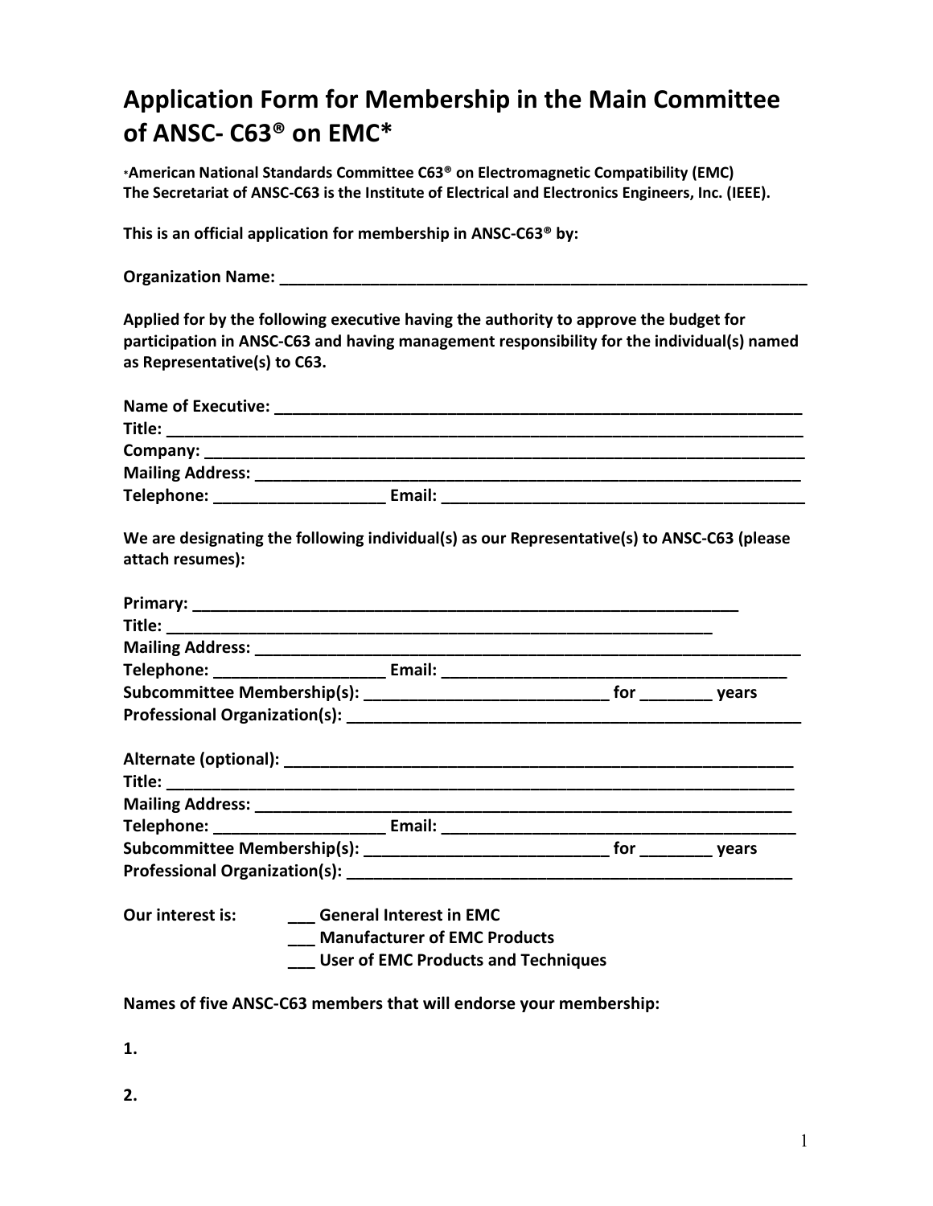# Application Form for Membership in the Main Committee of ANSC- C63® on EMC*

***American National Standards Committee C63® on Electromagnetic Compatibility (EMC)**
**The Secretariat of ANSC-C63 is the Institute of Electrical and Electronics Engineers, Inc. (IEEE).**

**This is an official application for membership in ANSC-C63® by:**

**Organization Name: ______________________________________________________________**

**Applied for by the following executive having the authority to approve the budget for participation in ANSC-C63 and having management responsibility for the individual(s) named as Representative(s) to C63.**

**Name of Executive: ______________________________________________________________**
**Title: ______________________________________________________________________**
**Company: ___________________________________________________________________**
**Mailing Address: _______________________________________________________________**
**Telephone: ___________________ Email: _________________________________________**

**We are designating the following individual(s) as our Representative(s) to ANSC-C63 (please attach resumes):**

**Primary: ___________________________________________________________**
**Title: _____________________________________________________________**
**Mailing Address: _______________________________________________________________**
**Telephone: ___________________ Email: _______________________________________**
**Subcommittee Membership(s): ___________________________ for ________ years**
**Professional Organization(s): ____________________________________________________**

**Alternate (optional): ________________________________________________________**
**Title: ____________________________________________________________________**
**Mailing Address: _____________________________________________________________**
**Telephone: ___________________ Email: ________________________________________**
**Subcommittee Membership(s): ___________________________ for ________ years**
**Professional Organization(s): ___________________________________________________**

**Our interest is:**
- **___ General Interest in EMC**
- **___ Manufacturer of EMC Products**
- **___ User of EMC Products and Techniques**

**Names of five ANSC-C63 members that will endorse your membership:**

**1.**

**2.**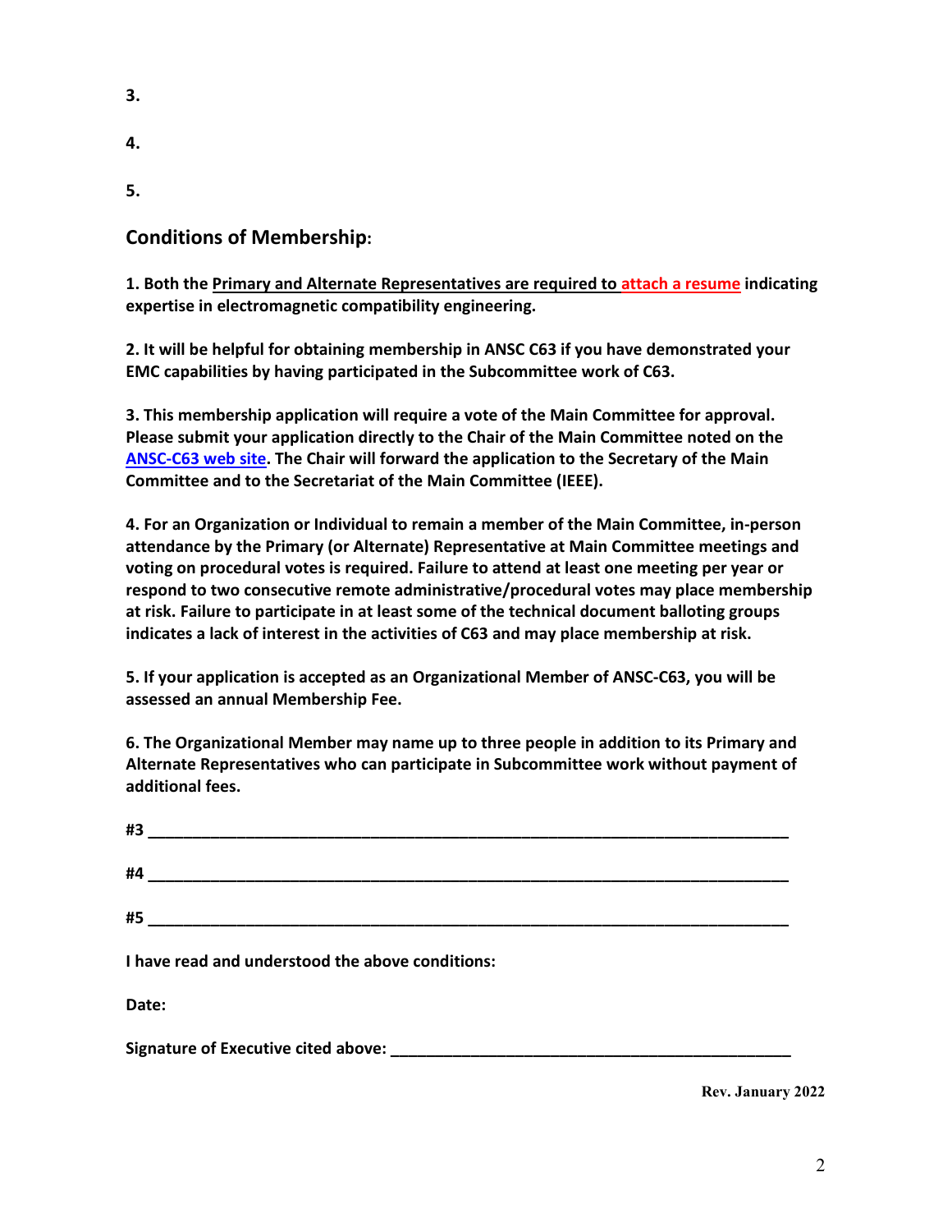**3.**

**4.**

**5.**

## Conditions of Membership:

**1. Both the Primary and Alternate Representatives are required to attach a resume indicating expertise in electromagnetic compatibility engineering.**

**2. It will be helpful for obtaining membership in ANSC C63 if you have demonstrated your EMC capabilities by having participated in the Subcommittee work of C63.**

**3. This membership application will require a vote of the Main Committee for approval. Please submit your application directly to the Chair of the Main Committee noted on the ANSC-C63 web site. The Chair will forward the application to the Secretary of the Main Committee and to the Secretariat of the Main Committee (IEEE).**

**4. For an Organization or Individual to remain a member of the Main Committee, in-person attendance by the Primary (or Alternate) Representative at Main Committee meetings and voting on procedural votes is required. Failure to attend at least one meeting per year or respond to two consecutive remote administrative/procedural votes may place membership at risk. Failure to participate in at least some of the technical document balloting groups indicates a lack of interest in the activities of C63 and may place membership at risk.**

**5. If your application is accepted as an Organizational Member of ANSC-C63, you will be assessed an annual Membership Fee.**

**6. The Organizational Member may name up to three people in addition to its Primary and Alternate Representatives who can participate in Subcommittee work without payment of additional fees.**

**#3 ___________________________________________________________________________**

**#4 ___________________________________________________________________________**

**#5 ___________________________________________________________________________**

**I have read and understood the above conditions:**

**Date:**

**Signature of Executive cited above: _______________________________________________**

**Rev. January 2022**